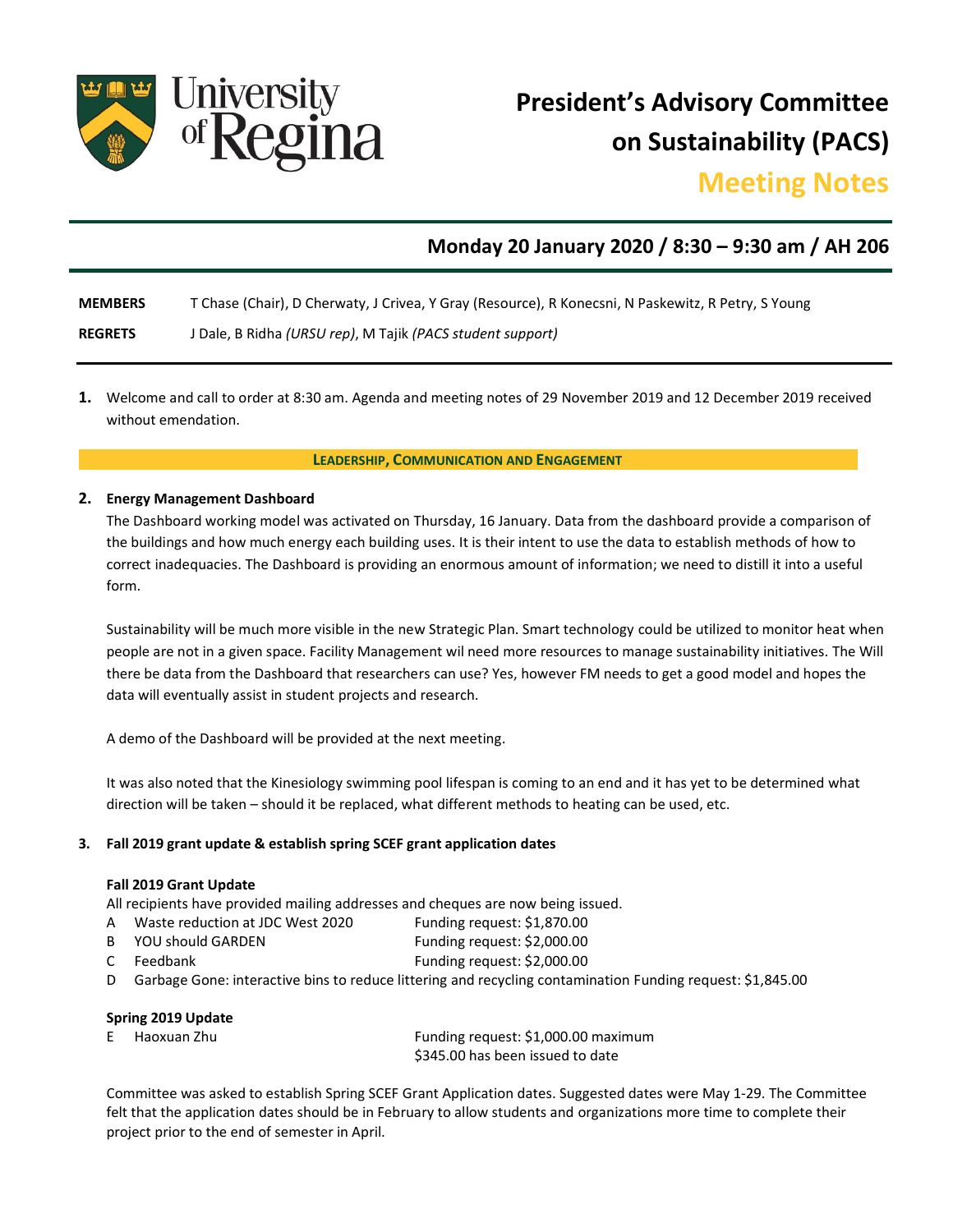# President's Advisory Committee on Sustainability (PACS)

## Meeting Notes

### Monday 20 January 2020 / 8:30 – 9:30 am / AH 206

**MEMBERS** T Chase (Chair), D Cherwaty, J Crivea, Y Gray (Resource), R Konecsni, N Paskewitz, R Petry, S Young

**REGRETS** J Dale, B Ridha *(URSU rep)*, M Tajik *(PACS student support)*

1. Welcome and call to order at 8:30 am. Agenda and meeting notes of 29 November 2019 and 12 December 2019 received without emendation.

**LEADERSHIP, COMMUNICATION AND ENGAGEMENT**

2. **Energy Management Dashboard**

   The Dashboard working model was activated on Thursday, 16 January. Data from the dashboard provide a comparison of the buildings and how much energy each building uses. It is their intent to use the data to establish methods of how to correct inadequacies. The Dashboard is providing an enormous amount of information; we need to distill it into a useful form.

   Sustainability will be much more visible in the new Strategic Plan. Smart technology could be utilized to monitor heat when people are not in a given space. Facility Management wil need more resources to manage sustainability initiatives. The Will there be data from the Dashboard that researchers can use? Yes, however FM needs to get a good model and hopes the data will eventually assist in student projects and research.

   A demo of the Dashboard will be provided at the next meeting.

   It was also noted that the Kinesiology swimming pool lifespan is coming to an end and it has yet to be determined what direction will be taken – should it be replaced, what different methods to heating can be used, etc.

3. **Fall 2019 grant update & establish spring SCEF grant application dates**

   **Fall 2019 Grant Update**

   All recipients have provided mailing addresses and cheques are now being issued.

   A Waste reduction at JDC West 2020 Funding request: $1,870.00
   B YOU should GARDEN Funding request: $2,000.00
   C Feedbank Funding request: $2,000.00
   D Garbage Gone: interactive bins to reduce littering and recycling contamination Funding request: $1,845.00

   **Spring 2019 Update**

   E Haoxuan Zhu Funding request: $1,000.00 maximum
   $345.00 has been issued to date

   Committee was asked to establish Spring SCEF Grant Application dates. Suggested dates were May 1-29. The Committee felt that the application dates should be in February to allow students and organizations more time to complete their project prior to the end of semester in April.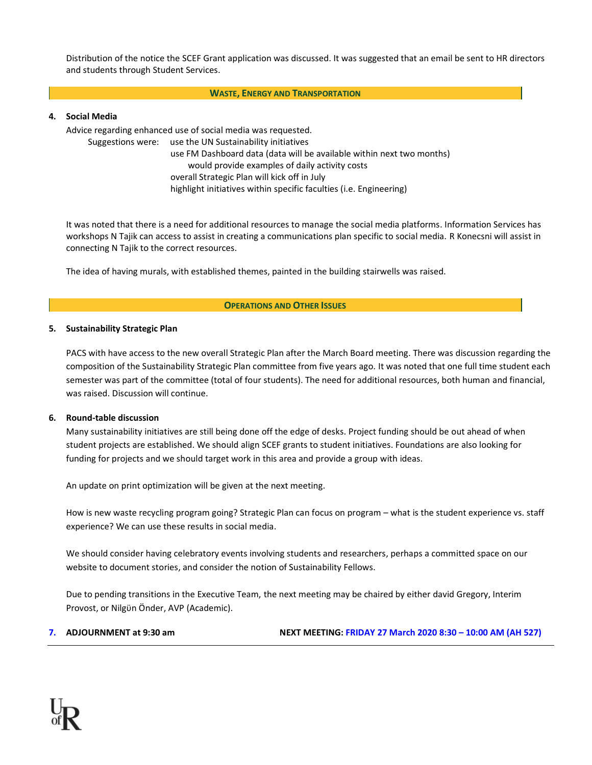Distribution of the notice the SCEF Grant application was discussed. It was suggested that an email be sent to HR directors and students through Student Services.

## Waste, Energy and Transportation

**4. Social Media**

Advice regarding enhanced use of social media was requested.

Suggestions were:
- use the UN Sustainability initiatives
- use FM Dashboard data (data will be available within next two months)
  - would provide examples of daily activity costs
- overall Strategic Plan will kick off in July
- highlight initiatives within specific faculties (i.e. Engineering)

It was noted that there is a need for additional resources to manage the social media platforms. Information Services has workshops N Tajik can access to assist in creating a communications plan specific to social media. R Konecsni will assist in connecting N Tajik to the correct resources.

The idea of having murals, with established themes, painted in the building stairwells was raised.

## Operations and Other Issues

**5. Sustainability Strategic Plan**

PACS with have access to the new overall Strategic Plan after the March Board meeting. There was discussion regarding the composition of the Sustainability Strategic Plan committee from five years ago. It was noted that one full time student each semester was part of the committee (total of four students). The need for additional resources, both human and financial, was raised. Discussion will continue.

**6. Round-table discussion**

Many sustainability initiatives are still being done off the edge of desks. Project funding should be out ahead of when student projects are established. We should align SCEF grants to student initiatives. Foundations are also looking for funding for projects and we should target work in this area and provide a group with ideas.

An update on print optimization will be given at the next meeting.

How is new waste recycling program going? Strategic Plan can focus on program – what is the student experience vs. staff experience? We can use these results in social media.

We should consider having celebratory events involving students and researchers, perhaps a committed space on our website to document stories, and consider the notion of Sustainability Fellows.

Due to pending transitions in the Executive Team, the next meeting may be chaired by either david Gregory, Interim Provost, or Nilgün Önder, AVP (Academic).

**7. ADJOURNMENT at 9:30 am** **NEXT MEETING: FRIDAY 27 March 2020 8:30 – 10:00 AM (AH 527)**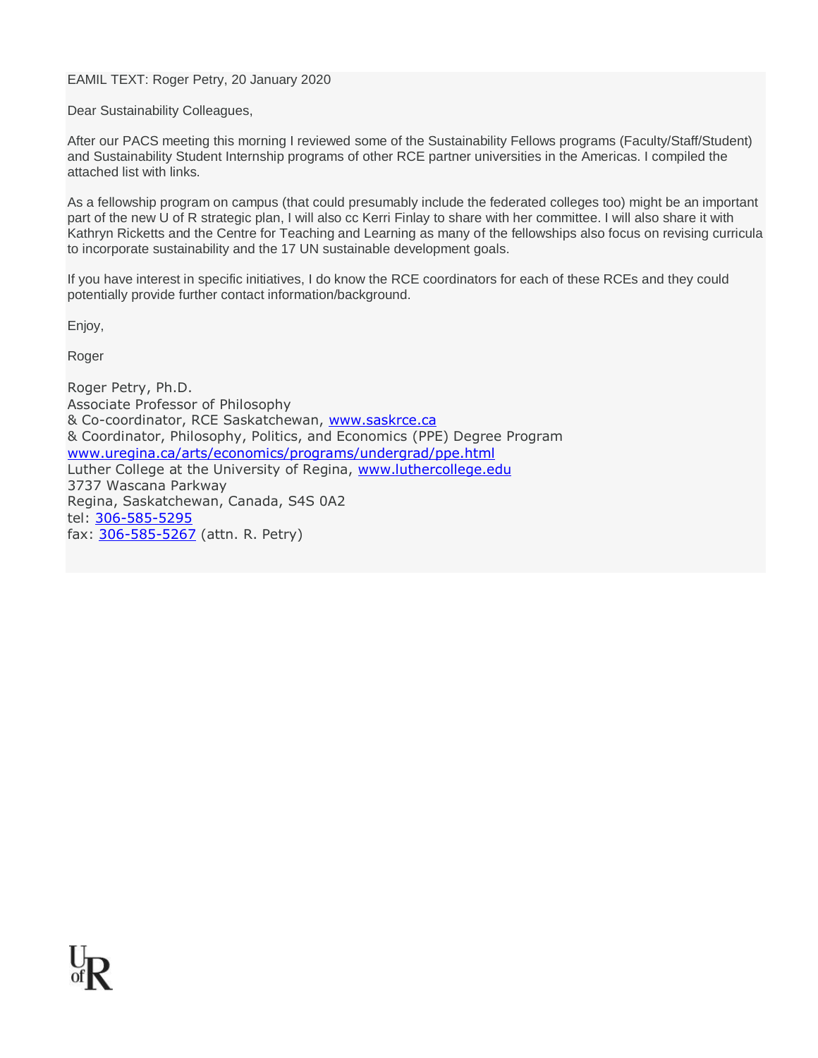EAMIL TEXT: Roger Petry, 20 January 2020

Dear Sustainability Colleagues,

After our PACS meeting this morning I reviewed some of the Sustainability Fellows programs (Faculty/Staff/Student) and Sustainability Student Internship programs of other RCE partner universities in the Americas. I compiled the attached list with links.

As a fellowship program on campus (that could presumably include the federated colleges too) might be an important part of the new U of R strategic plan, I will also cc Kerri Finlay to share with her committee. I will also share it with Kathryn Ricketts and the Centre for Teaching and Learning as many of the fellowships also focus on revising curricula to incorporate sustainability and the 17 UN sustainable development goals.

If you have interest in specific initiatives, I do know the RCE coordinators for each of these RCEs and they could potentially provide further contact information/background.

Enjoy,

Roger

Roger Petry, Ph.D.
Associate Professor of Philosophy
& Co-coordinator, RCE Saskatchewan, www.saskrce.ca
& Coordinator, Philosophy, Politics, and Economics (PPE) Degree Program
www.uregina.ca/arts/economics/programs/undergrad/ppe.html
Luther College at the University of Regina, www.luthercollege.edu
3737 Wascana Parkway
Regina, Saskatchewan, Canada, S4S 0A2
tel: 306-585-5295
fax: 306-585-5267 (attn. R. Petry)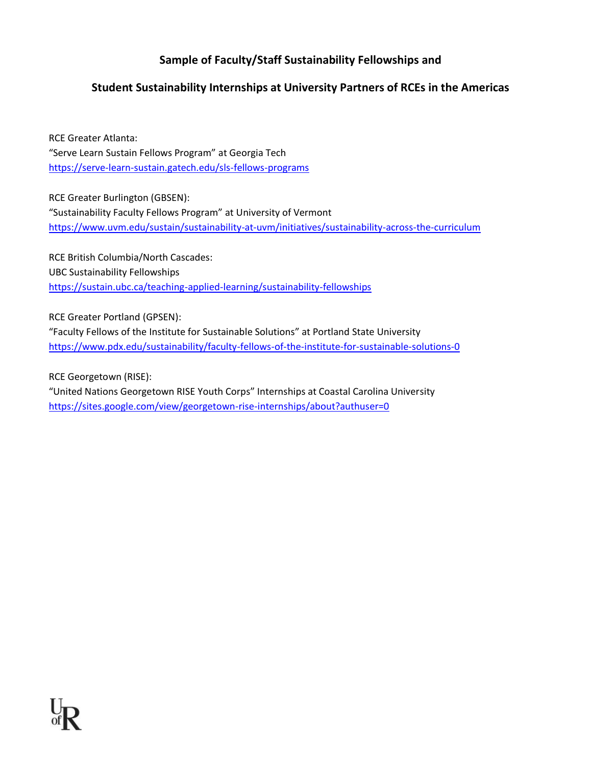## Sample of Faculty/Staff Sustainability Fellowships and

## Student Sustainability Internships at University Partners of RCEs in the Americas

RCE Greater Atlanta:
"Serve Learn Sustain Fellows Program" at Georgia Tech
https://serve-learn-sustain.gatech.edu/sls-fellows-programs

RCE Greater Burlington (GBSEN):
"Sustainability Faculty Fellows Program" at University of Vermont
https://www.uvm.edu/sustain/sustainability-at-uvm/initiatives/sustainability-across-the-curriculum

RCE British Columbia/North Cascades:
UBC Sustainability Fellowships
https://sustain.ubc.ca/teaching-applied-learning/sustainability-fellowships

RCE Greater Portland (GPSEN):
"Faculty Fellows of the Institute for Sustainable Solutions" at Portland State University
https://www.pdx.edu/sustainability/faculty-fellows-of-the-institute-for-sustainable-solutions-0

RCE Georgetown (RISE):
"United Nations Georgetown RISE Youth Corps" Internships at Coastal Carolina University
https://sites.google.com/view/georgetown-rise-internships/about?authuser=0